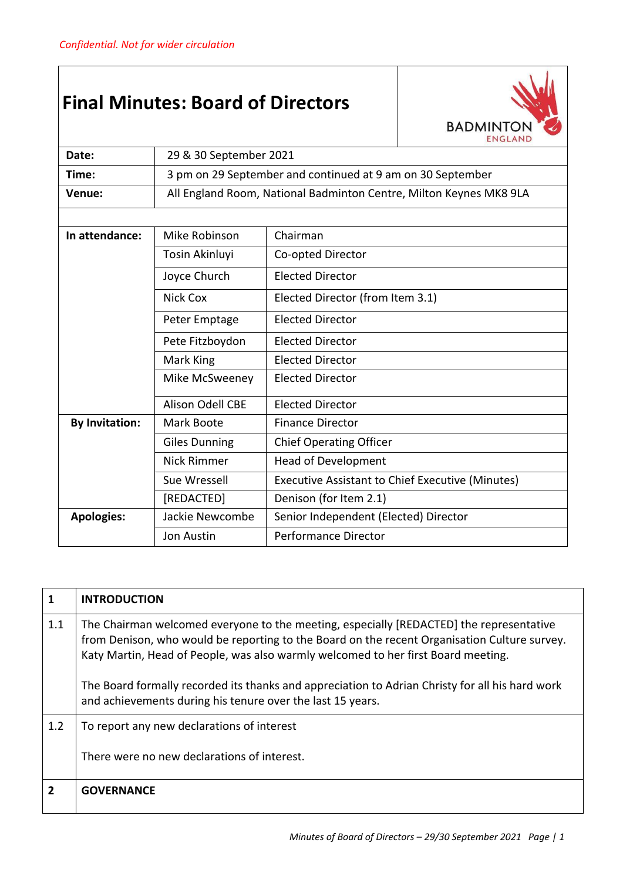*Confidential. Not for wider circulation*

# Final Minutes: Board of Directors

BADMINTON ENGLAND

| | | |
|---|---|---|
| **Date:** | 29 & 30 September 2021 | |
| **Time:** | 3 pm on 29 September and continued at 9 am on 30 September | |
| **Venue:** | All England Room, National Badminton Centre, Milton Keynes MK8 9LA | |
| **In attendance:** | Mike Robinson | Chairman |
| | Tosin Akinluyi | Co-opted Director |
| | Joyce Church | Elected Director |
| | Nick Cox | Elected Director (from Item 3.1) |
| | Peter Emptage | Elected Director |
| | Pete Fitzboydon | Elected Director |
| | Mark King | Elected Director |
| | Mike McSweeney | Elected Director |
| | Alison Odell CBE | Elected Director |
| **By Invitation:** | Mark Boote | Finance Director |
| | Giles Dunning | Chief Operating Officer |
| | Nick Rimmer | Head of Development |
| | Sue Wressell | Executive Assistant to Chief Executive (Minutes) |
| | [REDACTED] | Denison (for Item 2.1) |
| **Apologies:** | Jackie Newcombe | Senior Independent (Elected) Director |
| | Jon Austin | Performance Director |

| | |
|---|---|
| **1** | **INTRODUCTION** |
| 1.1 | The Chairman welcomed everyone to the meeting, especially [REDACTED] the representative from Denison, who would be reporting to the Board on the recent Organisation Culture survey. Katy Martin, Head of People, was also warmly welcomed to her first Board meeting.<br><br>The Board formally recorded its thanks and appreciation to Adrian Christy for all his hard work and achievements during his tenure over the last 15 years. |
| 1.2 | To report any new declarations of interest<br><br>There were no new declarations of interest. |
| **2** | **GOVERNANCE** |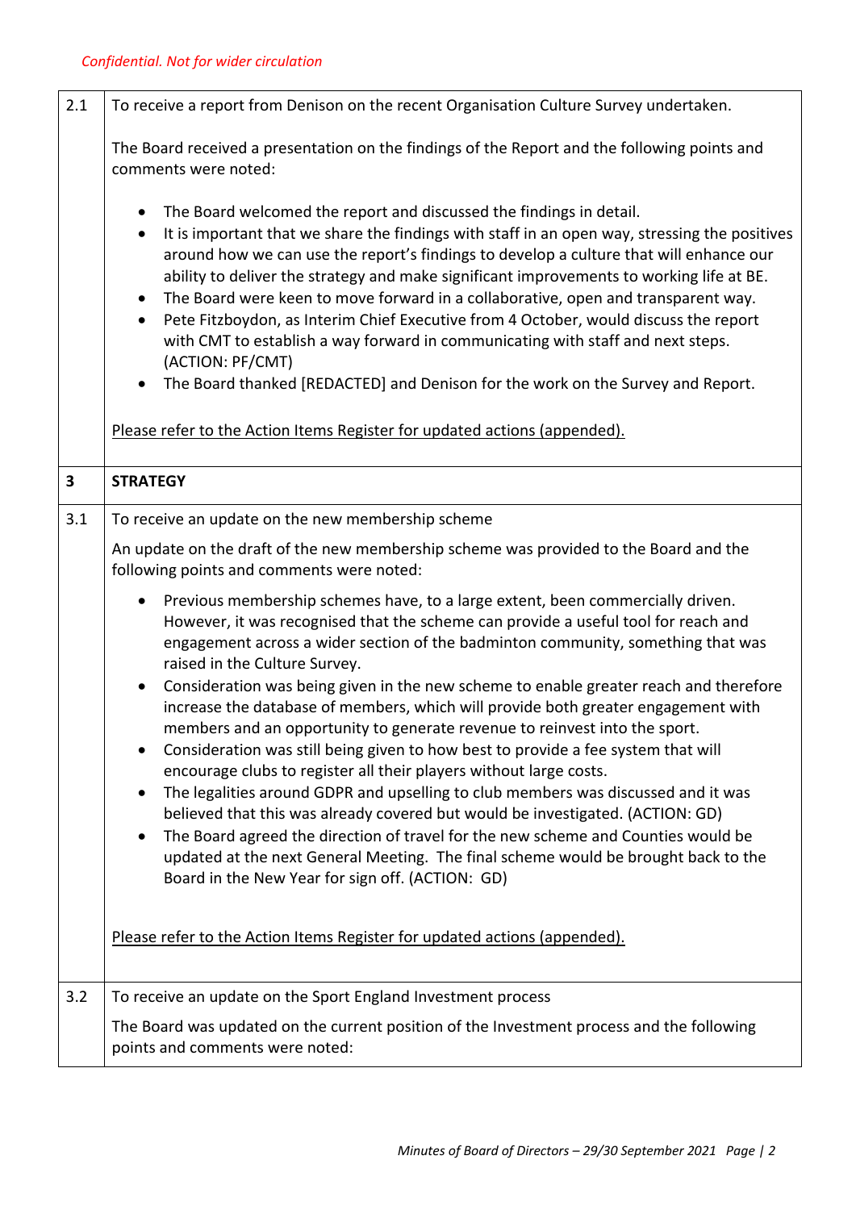*Confidential. Not for wider circulation*

| | |
|---|---|
| 2.1 | To receive a report from Denison on the recent Organisation Culture Survey undertaken.<br><br>The Board received a presentation on the findings of the Report and the following points and comments were noted:<br><br>• The Board welcomed the report and discussed the findings in detail.<br>• It is important that we share the findings with staff in an open way, stressing the positives around how we can use the report's findings to develop a culture that will enhance our ability to deliver the strategy and make significant improvements to working life at BE.<br>• The Board were keen to move forward in a collaborative, open and transparent way.<br>• Pete Fitzboydon, as Interim Chief Executive from 4 October, would discuss the report with CMT to establish a way forward in communicating with staff and next steps. (ACTION: PF/CMT)<br>• The Board thanked [REDACTED] and Denison for the work on the Survey and Report.<br><br><u>Please refer to the Action Items Register for updated actions (appended).</u> |
| **3** | **STRATEGY** |
| 3.1 | To receive an update on the new membership scheme<br><br>An update on the draft of the new membership scheme was provided to the Board and the following points and comments were noted:<br><br>• Previous membership schemes have, to a large extent, been commercially driven. However, it was recognised that the scheme can provide a useful tool for reach and engagement across a wider section of the badminton community, something that was raised in the Culture Survey.<br>• Consideration was being given in the new scheme to enable greater reach and therefore increase the database of members, which will provide both greater engagement with members and an opportunity to generate revenue to reinvest into the sport.<br>• Consideration was still being given to how best to provide a fee system that will encourage clubs to register all their players without large costs.<br>• The legalities around GDPR and upselling to club members was discussed and it was believed that this was already covered but would be investigated. (ACTION: GD)<br>• The Board agreed the direction of travel for the new scheme and Counties would be updated at the next General Meeting. The final scheme would be brought back to the Board in the New Year for sign off. (ACTION: GD)<br><br><u>Please refer to the Action Items Register for updated actions (appended).</u> |
| 3.2 | To receive an update on the Sport England Investment process<br><br>The Board was updated on the current position of the Investment process and the following points and comments were noted: |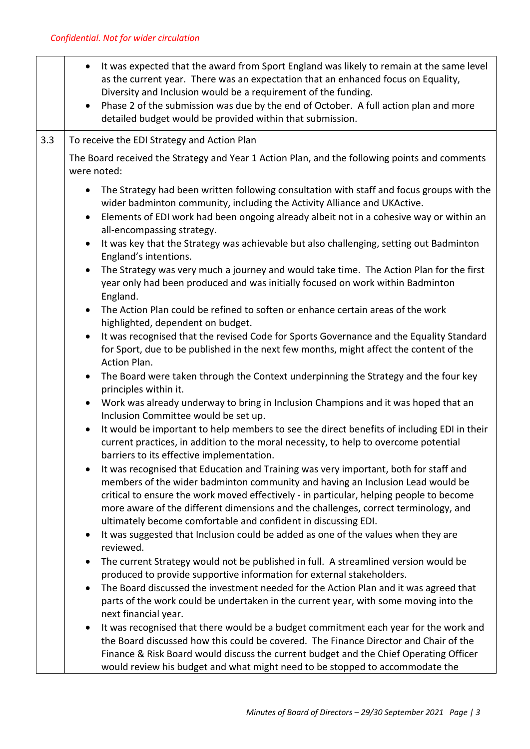*Confidential. Not for wider circulation*

| | |
|---|---|
| | • It was expected that the award from Sport England was likely to remain at the same level as the current year. There was an expectation that an enhanced focus on Equality, Diversity and Inclusion would be a requirement of the funding.<br>• Phase 2 of the submission was due by the end of October. A full action plan and more detailed budget would be provided within that submission. |
| 3.3 | To receive the EDI Strategy and Action Plan<br><br>The Board received the Strategy and Year 1 Action Plan, and the following points and comments were noted:<br><br>• The Strategy had been written following consultation with staff and focus groups with the wider badminton community, including the Activity Alliance and UKActive.<br>• Elements of EDI work had been ongoing already albeit not in a cohesive way or within an all-encompassing strategy.<br>• It was key that the Strategy was achievable but also challenging, setting out Badminton England's intentions.<br>• The Strategy was very much a journey and would take time. The Action Plan for the first year only had been produced and was initially focused on work within Badminton England.<br>• The Action Plan could be refined to soften or enhance certain areas of the work highlighted, dependent on budget.<br>• It was recognised that the revised Code for Sports Governance and the Equality Standard for Sport, due to be published in the next few months, might affect the content of the Action Plan.<br>• The Board were taken through the Context underpinning the Strategy and the four key principles within it.<br>• Work was already underway to bring in Inclusion Champions and it was hoped that an Inclusion Committee would be set up.<br>• It would be important to help members to see the direct benefits of including EDI in their current practices, in addition to the moral necessity, to help to overcome potential barriers to its effective implementation.<br>• It was recognised that Education and Training was very important, both for staff and members of the wider badminton community and having an Inclusion Lead would be critical to ensure the work moved effectively - in particular, helping people to become more aware of the different dimensions and the challenges, correct terminology, and ultimately become comfortable and confident in discussing EDI.<br>• It was suggested that Inclusion could be added as one of the values when they are reviewed.<br>• The current Strategy would not be published in full. A streamlined version would be produced to provide supportive information for external stakeholders.<br>• The Board discussed the investment needed for the Action Plan and it was agreed that parts of the work could be undertaken in the current year, with some moving into the next financial year.<br>• It was recognised that there would be a budget commitment each year for the work and the Board discussed how this could be covered. The Finance Director and Chair of the Finance & Risk Board would discuss the current budget and the Chief Operating Officer would review his budget and what might need to be stopped to accommodate the |

*Minutes of Board of Directors – 29/30 September 2021*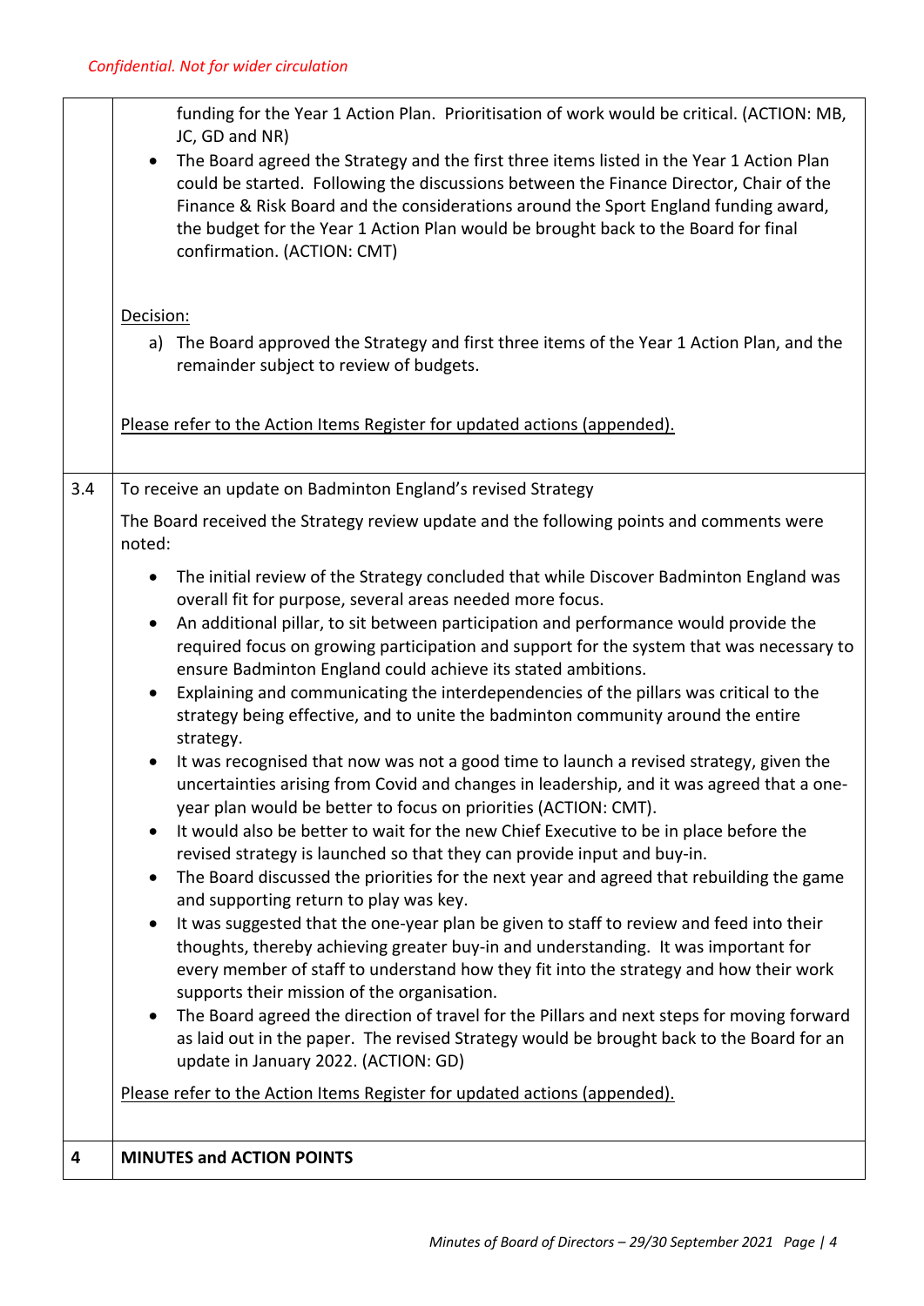*Confidential. Not for wider circulation*

| | |
|---|---|
| | funding for the Year 1 Action Plan. Prioritisation of work would be critical. (ACTION: MB, JC, GD and NR)<br>• The Board agreed the Strategy and the first three items listed in the Year 1 Action Plan could be started. Following the discussions between the Finance Director, Chair of the Finance & Risk Board and the considerations around the Sport England funding award, the budget for the Year 1 Action Plan would be brought back to the Board for final confirmation. (ACTION: CMT)<br><br>Decision:<br>a) The Board approved the Strategy and first three items of the Year 1 Action Plan, and the remainder subject to review of budgets.<br><br>Please refer to the Action Items Register for updated actions (appended). |
| 3.4 | To receive an update on Badminton England's revised Strategy<br><br>The Board received the Strategy review update and the following points and comments were noted:<br><br>• The initial review of the Strategy concluded that while Discover Badminton England was overall fit for purpose, several areas needed more focus.<br>• An additional pillar, to sit between participation and performance would provide the required focus on growing participation and support for the system that was necessary to ensure Badminton England could achieve its stated ambitions.<br>• Explaining and communicating the interdependencies of the pillars was critical to the strategy being effective, and to unite the badminton community around the entire strategy.<br>• It was recognised that now was not a good time to launch a revised strategy, given the uncertainties arising from Covid and changes in leadership, and it was agreed that a one-year plan would be better to focus on priorities (ACTION: CMT).<br>• It would also be better to wait for the new Chief Executive to be in place before the revised strategy is launched so that they can provide input and buy-in.<br>• The Board discussed the priorities for the next year and agreed that rebuilding the game and supporting return to play was key.<br>• It was suggested that the one-year plan be given to staff to review and feed into their thoughts, thereby achieving greater buy-in and understanding. It was important for every member of staff to understand how they fit into the strategy and how their work supports their mission of the organisation.<br>• The Board agreed the direction of travel for the Pillars and next steps for moving forward as laid out in the paper. The revised Strategy would be brought back to the Board for an update in January 2022. (ACTION: GD)<br><br>Please refer to the Action Items Register for updated actions (appended). |
| **4** | **MINUTES and ACTION POINTS** |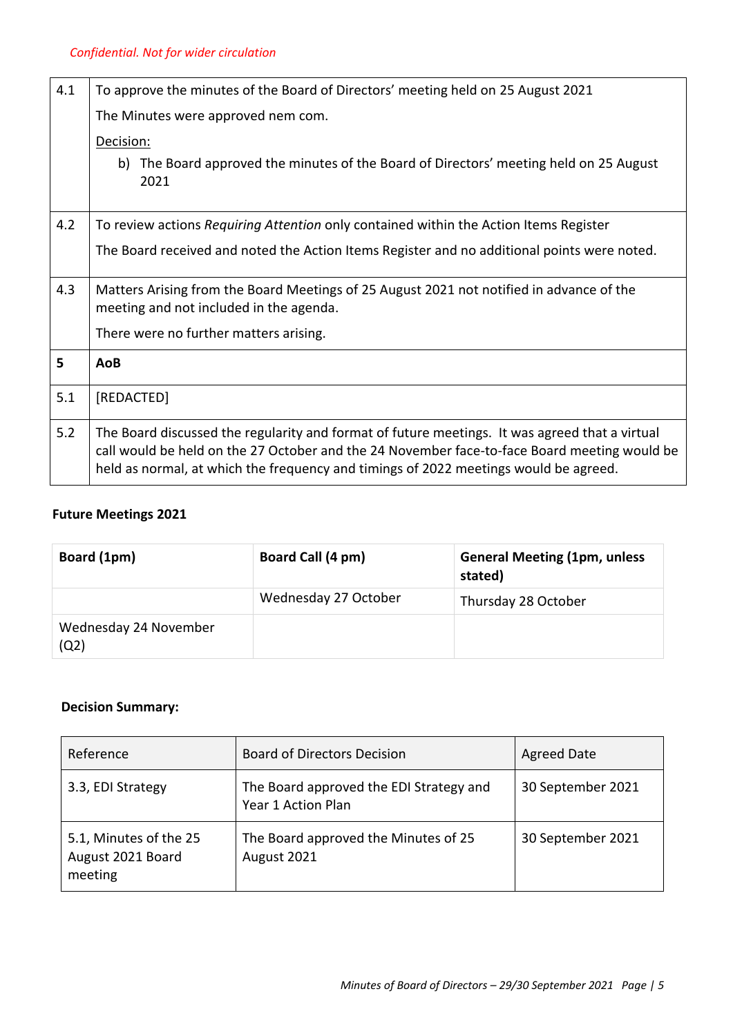*Confidential. Not for wider circulation*

| | |
|---|---|
| 4.1 | To approve the minutes of the Board of Directors' meeting held on 25 August 2021<br><br>The Minutes were approved nem com.<br><br>Decision:<br><br>b) The Board approved the minutes of the Board of Directors' meeting held on 25 August 2021 |
| 4.2 | To review actions *Requiring Attention* only contained within the Action Items Register<br><br>The Board received and noted the Action Items Register and no additional points were noted. |
| 4.3 | Matters Arising from the Board Meetings of 25 August 2021 not notified in advance of the meeting and not included in the agenda.<br><br>There were no further matters arising. |
| **5** | **AoB** |
| 5.1 | [REDACTED] |
| 5.2 | The Board discussed the regularity and format of future meetings. It was agreed that a virtual call would be held on the 27 October and the 24 November face-to-face Board meeting would be held as normal, at which the frequency and timings of 2022 meetings would be agreed. |

**Future Meetings 2021**

| Board (1pm) | Board Call (4 pm) | General Meeting (1pm, unless stated) |
|---|---|---|
| | Wednesday 27 October | Thursday 28 October |
| Wednesday 24 November (Q2) | | |

**Decision Summary:**

| Reference | Board of Directors Decision | Agreed Date |
|---|---|---|
| 3.3, EDI Strategy | The Board approved the EDI Strategy and Year 1 Action Plan | 30 September 2021 |
| 5.1, Minutes of the 25 August 2021 Board meeting | The Board approved the Minutes of 25 August 2021 | 30 September 2021 |